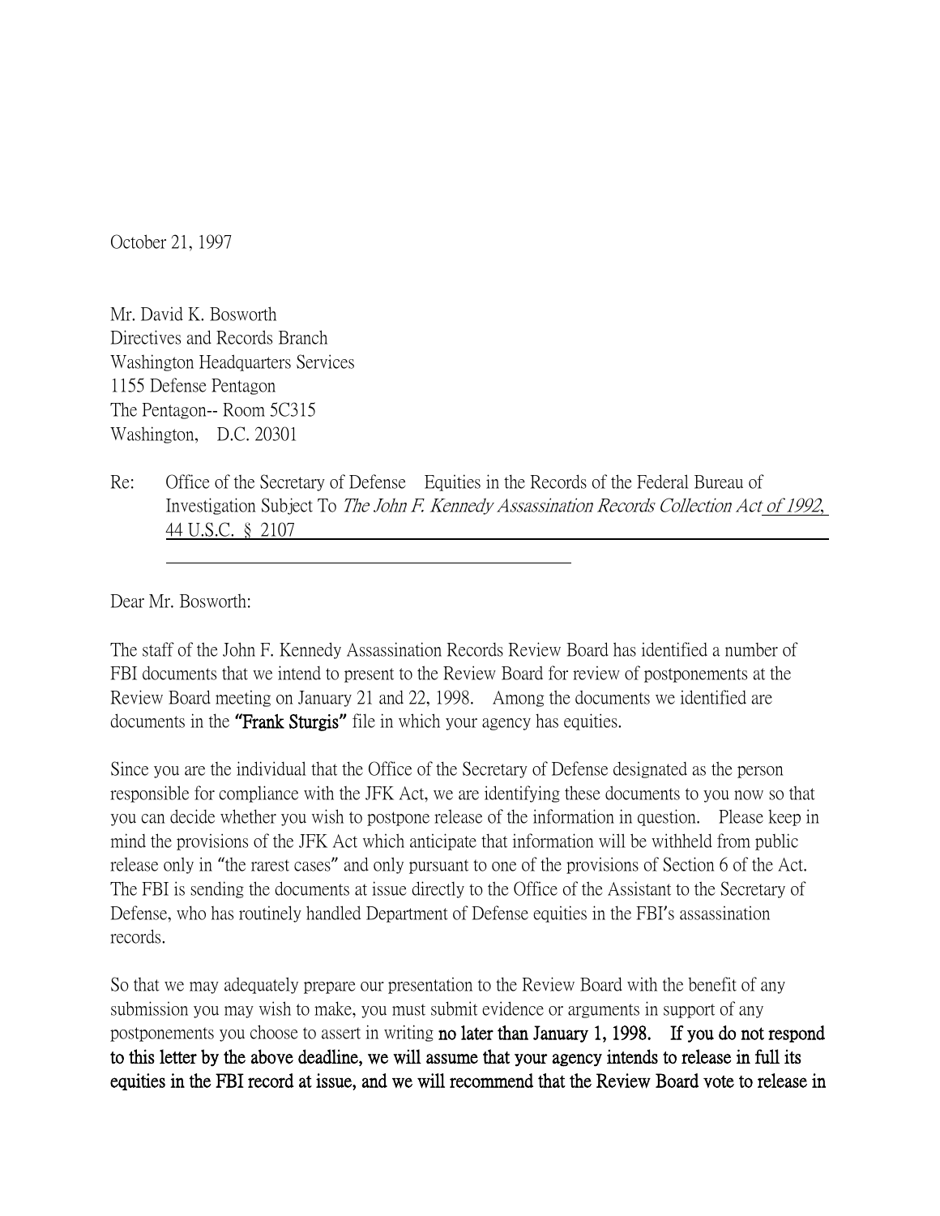October 21, 1997

Mr. David K. Bosworth
Directives and Records Branch
Washington Headquarters Services
1155 Defense Pentagon
The Pentagon-- Room 5C315
Washington, D.C. 20301

Re: Office of the Secretary of Defense Equities in the Records of the Federal Bureau of Investigation Subject To *The John F. Kennedy Assassination Records Collection Act of 1992*, 44 U.S.C. § 2107

Dear Mr. Bosworth:

The staff of the John F. Kennedy Assassination Records Review Board has identified a number of FBI documents that we intend to present to the Review Board for review of postponements at the Review Board meeting on January 21 and 22, 1998. Among the documents we identified are documents in the **"Frank Sturgis"** file in which your agency has equities.

Since you are the individual that the Office of the Secretary of Defense designated as the person responsible for compliance with the JFK Act, we are identifying these documents to you now so that you can decide whether you wish to postpone release of the information in question. Please keep in mind the provisions of the JFK Act which anticipate that information will be withheld from public release only in "the rarest cases" and only pursuant to one of the provisions of Section 6 of the Act. The FBI is sending the documents at issue directly to the Office of the Assistant to the Secretary of Defense, who has routinely handled Department of Defense equities in the FBI's assassination records.

So that we may adequately prepare our presentation to the Review Board with the benefit of any submission you may wish to make, you must submit evidence or arguments in support of any postponements you choose to assert in writing **no later than January 1, 1998. If you do not respond to this letter by the above deadline, we will assume that your agency intends to release in full its equities in the FBI record at issue, and we will recommend that the Review Board vote to release in**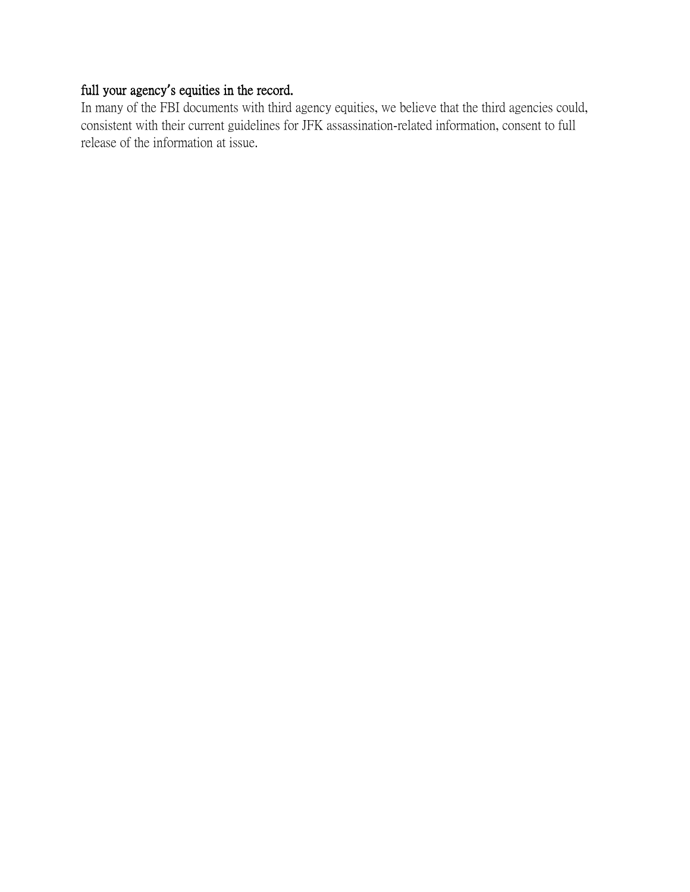**full your agency's equities in the record.**

In many of the FBI documents with third agency equities, we believe that the third agencies could, consistent with their current guidelines for JFK assassination-related information, consent to full release of the information at issue.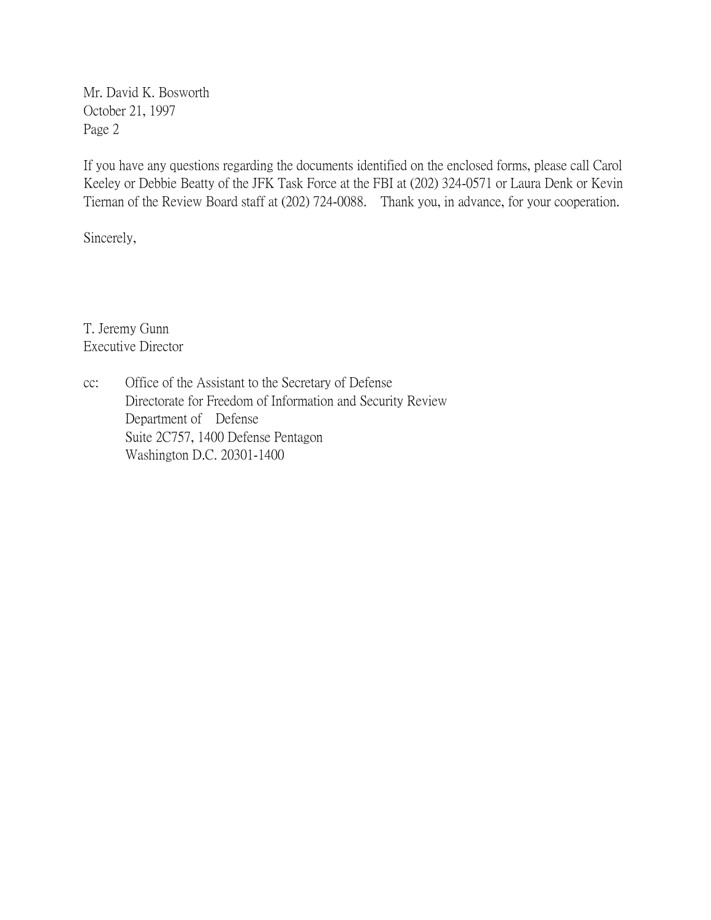Mr. David K. Bosworth
October 21, 1997
Page 2

If you have any questions regarding the documents identified on the enclosed forms, please call Carol Keeley or Debbie Beatty of the JFK Task Force at the FBI at (202) 324-0571 or Laura Denk or Kevin Tiernan of the Review Board staff at (202) 724-0088. Thank you, in advance, for your cooperation.

Sincerely,

T. Jeremy Gunn
Executive Director

cc: Office of the Assistant to the Secretary of Defense
Directorate for Freedom of Information and Security Review
Department of Defense
Suite 2C757, 1400 Defense Pentagon
Washington D.C. 20301-1400